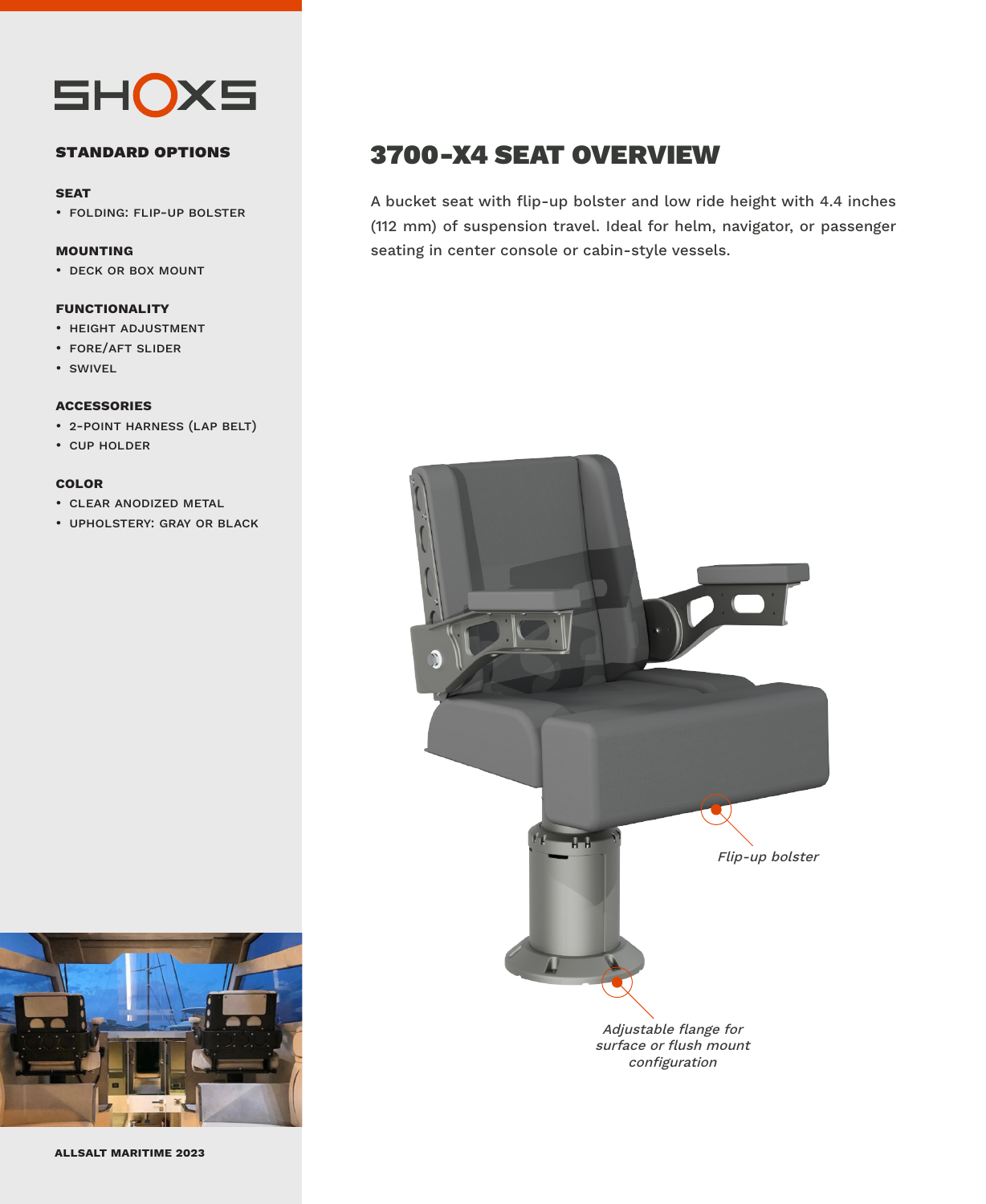SHOXS

## STANDARD OPTIONS

**SEAT**
- FOLDING: FLIP-UP BOLSTER

**MOUNTING**
- DECK OR BOX MOUNT

**FUNCTIONALITY**
- HEIGHT ADJUSTMENT
- FORE/AFT SLIDER
- SWIVEL

**ACCESSORIES**
- 2-POINT HARNESS (LAP BELT)
- CUP HOLDER

**COLOR**
- CLEAR ANODIZED METAL
- UPHOLSTERY: GRAY OR BLACK

**ALLSALT MARITIME 2023**

# 3700-X4 SEAT OVERVIEW

A bucket seat with flip-up bolster and low ride height with 4.4 inches (112 mm) of suspension travel. Ideal for helm, navigator, or passenger seating in center console or cabin-style vessels.

*Flip-up bolster*

*Adjustable flange for surface or flush mount configuration*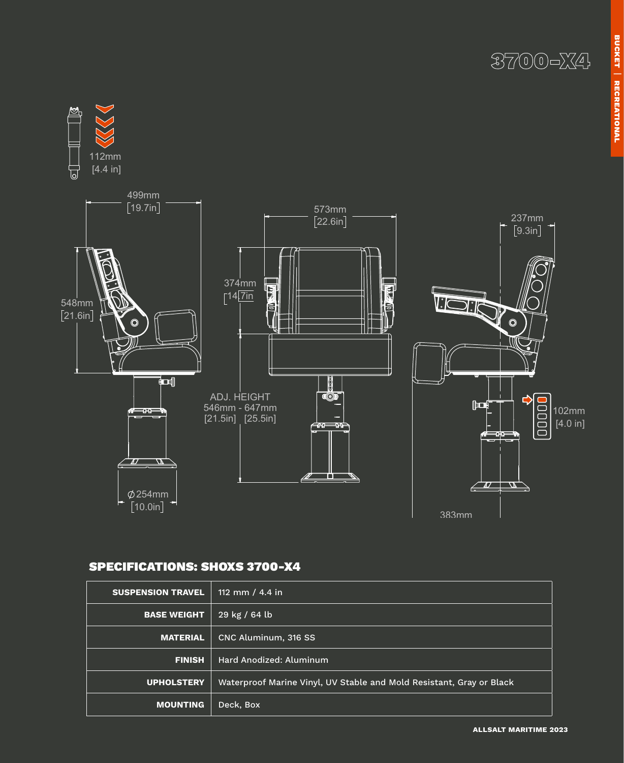# 3700-X4

112mm [4.4 in]

499mm [19.7in]

573mm [22.6in]

237mm [9.3in]

548mm [21.6in]

374mm [14.7in]

ADJ. HEIGHT
546mm - 647mm
[21.5in] [25.5in]

102mm [4.0 in]

⌀254mm [10.0in]

383mm

## SPECIFICATIONS: SHOXS 3700-X4

| | |
|---|---|
| **SUSPENSION TRAVEL** | 112 mm / 4.4 in |
| **BASE WEIGHT** | 29 kg / 64 lb |
| **MATERIAL** | CNC Aluminum, 316 SS |
| **FINISH** | Hard Anodized: Aluminum |
| **UPHOLSTERY** | Waterproof Marine Vinyl, UV Stable and Mold Resistant, Gray or Black |
| **MOUNTING** | Deck, Box |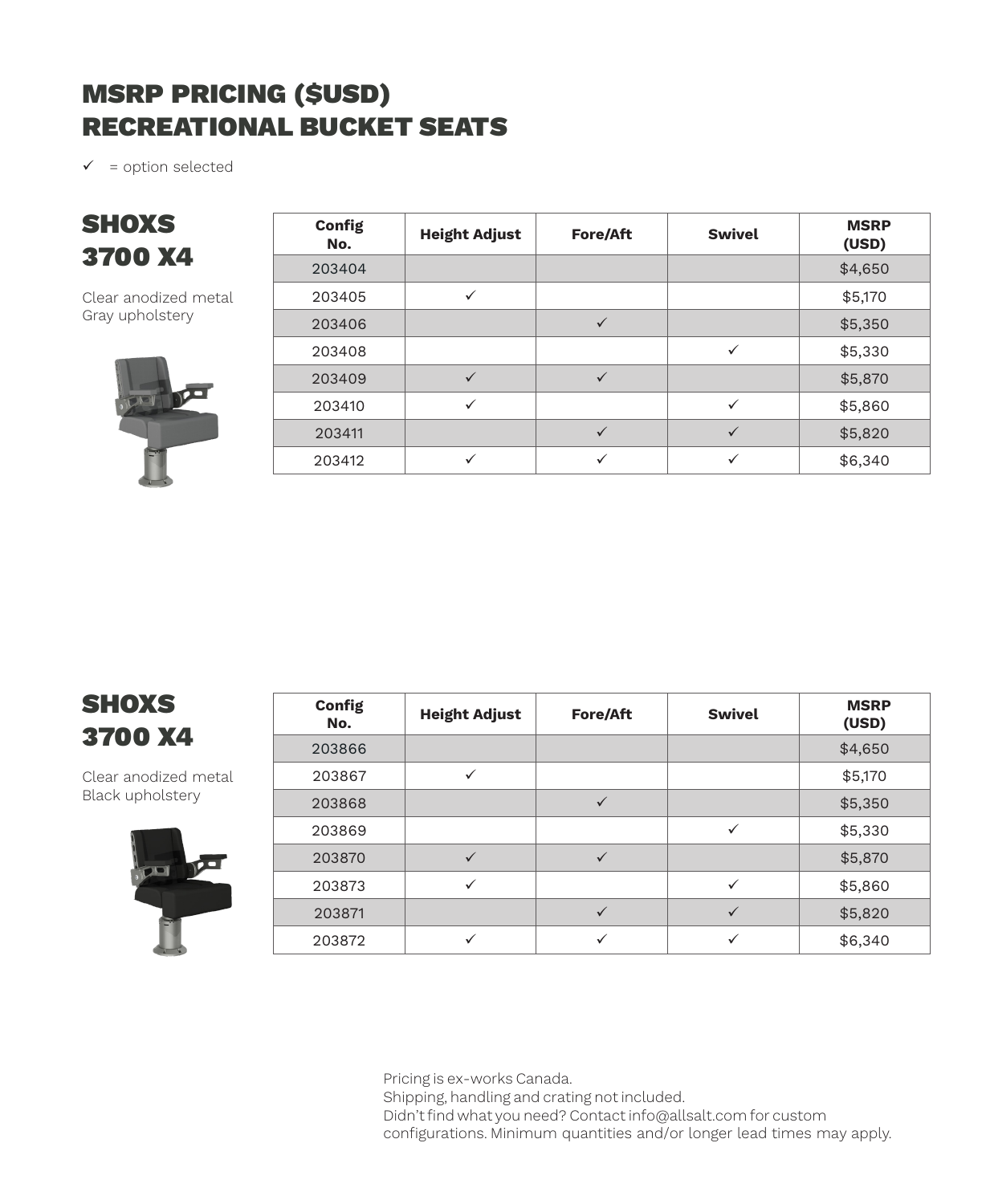# MSRP PRICING ($USD) RECREATIONAL BUCKET SEATS

✓ = option selected

## SHOXS 3700 X4

Clear anodized metal
Gray upholstery

| Config No. | Height Adjust | Fore/Aft | Swivel | MSRP (USD) |
|---|---|---|---|---|
| 203404 | | | | $4,650 |
| 203405 | ✓ | | | $5,170 |
| 203406 | | ✓ | | $5,350 |
| 203408 | | | ✓ | $5,330 |
| 203409 | ✓ | ✓ | | $5,870 |
| 203410 | ✓ | | ✓ | $5,860 |
| 203411 | | ✓ | ✓ | $5,820 |
| 203412 | ✓ | ✓ | ✓ | $6,340 |

## SHOXS 3700 X4

Clear anodized metal
Black upholstery

| Config No. | Height Adjust | Fore/Aft | Swivel | MSRP (USD) |
|---|---|---|---|---|
| 203866 | | | | $4,650 |
| 203867 | ✓ | | | $5,170 |
| 203868 | | ✓ | | $5,350 |
| 203869 | | | ✓ | $5,330 |
| 203870 | ✓ | ✓ | | $5,870 |
| 203873 | ✓ | | ✓ | $5,860 |
| 203871 | | ✓ | ✓ | $5,820 |
| 203872 | ✓ | ✓ | ✓ | $6,340 |

Pricing is ex-works Canada.
Shipping, handling and crating not included.
Didn't find what you need? Contact info@allsalt.com for custom configurations. Minimum quantities and/or longer lead times may apply.